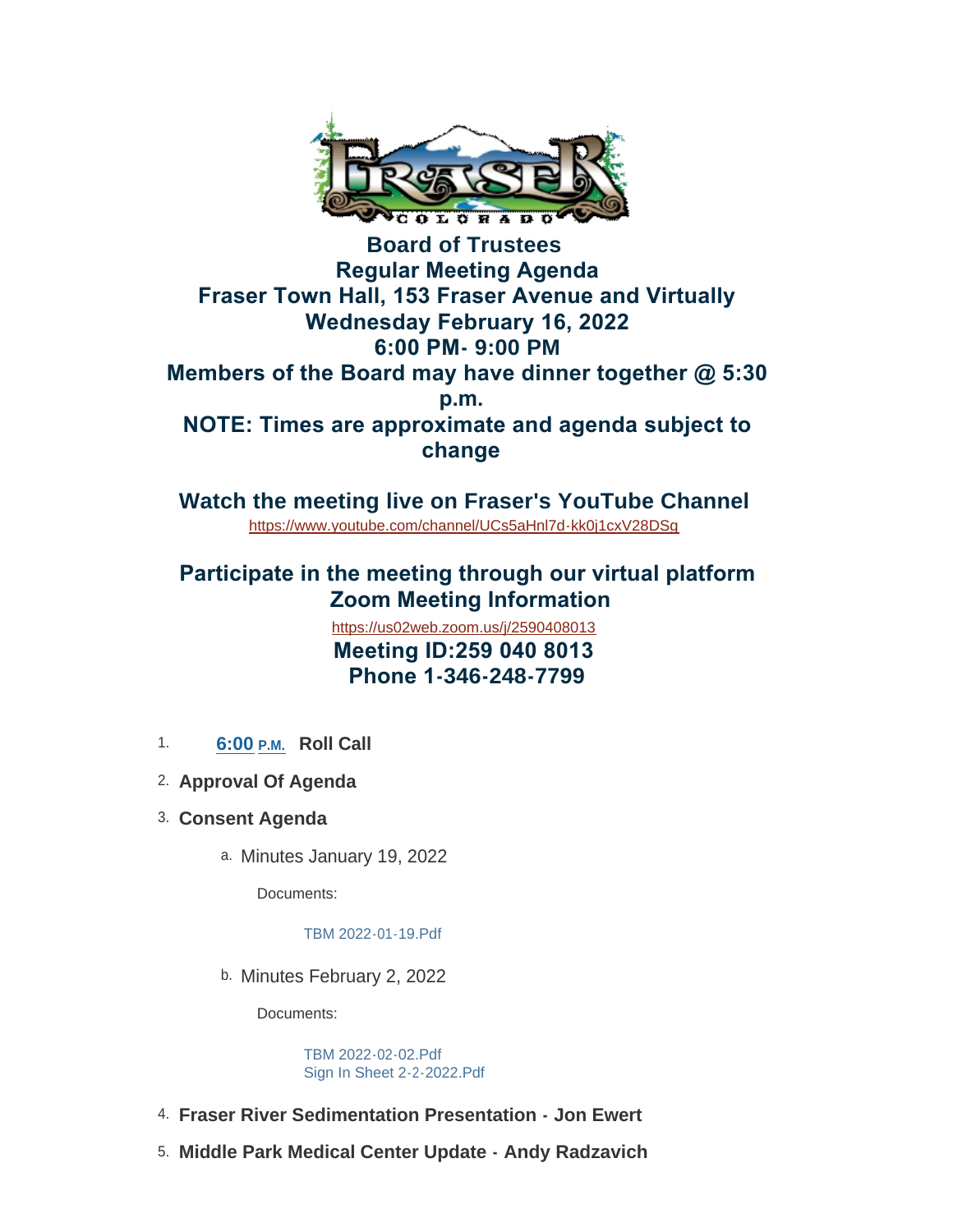# Board of Trustees
# Regular Meeting Agenda
# Fraser Town Hall, 153 Fraser Avenue and Virtually
# Wednesday February 16, 2022
# 6:00 PM- 9:00 PM

## Members of the Board may have dinner together @ 5:30 p.m.

## NOTE: Times are approximate and agenda subject to change

## Watch the meeting live on Fraser's YouTube Channel

https://www.youtube.com/channel/UCs5aHnl7d-kk0j1cxV28DSg

## Participate in the meeting through our virtual platform
## Zoom Meeting Information

https://us02web.zoom.us/j/2590408013

## Meeting ID:259 040 8013
## Phone 1-346-248-7799

1. **6:00 P.M. Roll Call**
2. **Approval Of Agenda**
3. **Consent Agenda**
   a. Minutes January 19, 2022

      Documents:

      TBM 2022-01-19.Pdf

   b. Minutes February 2, 2022

      Documents:

      TBM 2022-02-02.Pdf
      Sign In Sheet 2-2-2022.Pdf

4. **Fraser River Sedimentation Presentation - Jon Ewert**
5. **Middle Park Medical Center Update - Andy Radzavich**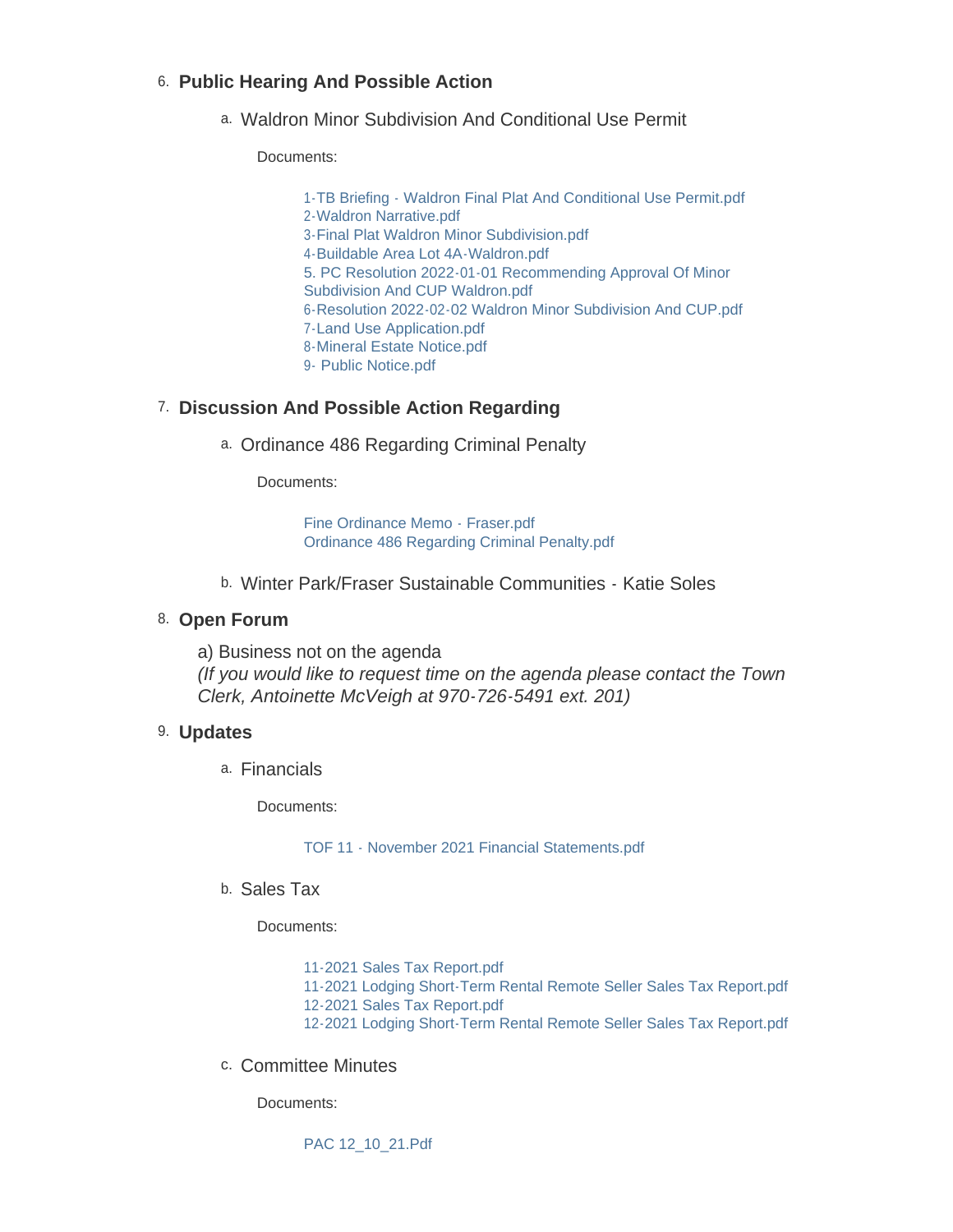6. **Public Hearing And Possible Action**

   a. Waldron Minor Subdivision And Conditional Use Permit

      Documents:

      1-TB Briefing - Waldron Final Plat And Conditional Use Permit.pdf
      2-Waldron Narrative.pdf
      3-Final Plat Waldron Minor Subdivision.pdf
      4-Buildable Area Lot 4A-Waldron.pdf
      5. PC Resolution 2022-01-01 Recommending Approval Of Minor Subdivision And CUP Waldron.pdf
      6-Resolution 2022-02-02 Waldron Minor Subdivision And CUP.pdf
      7-Land Use Application.pdf
      8-Mineral Estate Notice.pdf
      9- Public Notice.pdf

7. **Discussion And Possible Action Regarding**

   a. Ordinance 486 Regarding Criminal Penalty

      Documents:

      Fine Ordinance Memo - Fraser.pdf
      Ordinance 486 Regarding Criminal Penalty.pdf

   b. Winter Park/Fraser Sustainable Communities - Katie Soles

8. **Open Forum**

   a) Business not on the agenda
   *(If you would like to request time on the agenda please contact the Town Clerk, Antoinette McVeigh at 970-726-5491 ext. 201)*

9. **Updates**

   a. Financials

      Documents:

      TOF 11 - November 2021 Financial Statements.pdf

   b. Sales Tax

      Documents:

      11-2021 Sales Tax Report.pdf
      11-2021 Lodging Short-Term Rental Remote Seller Sales Tax Report.pdf
      12-2021 Sales Tax Report.pdf
      12-2021 Lodging Short-Term Rental Remote Seller Sales Tax Report.pdf

   c. Committee Minutes

      Documents:

      PAC 12_10_21.Pdf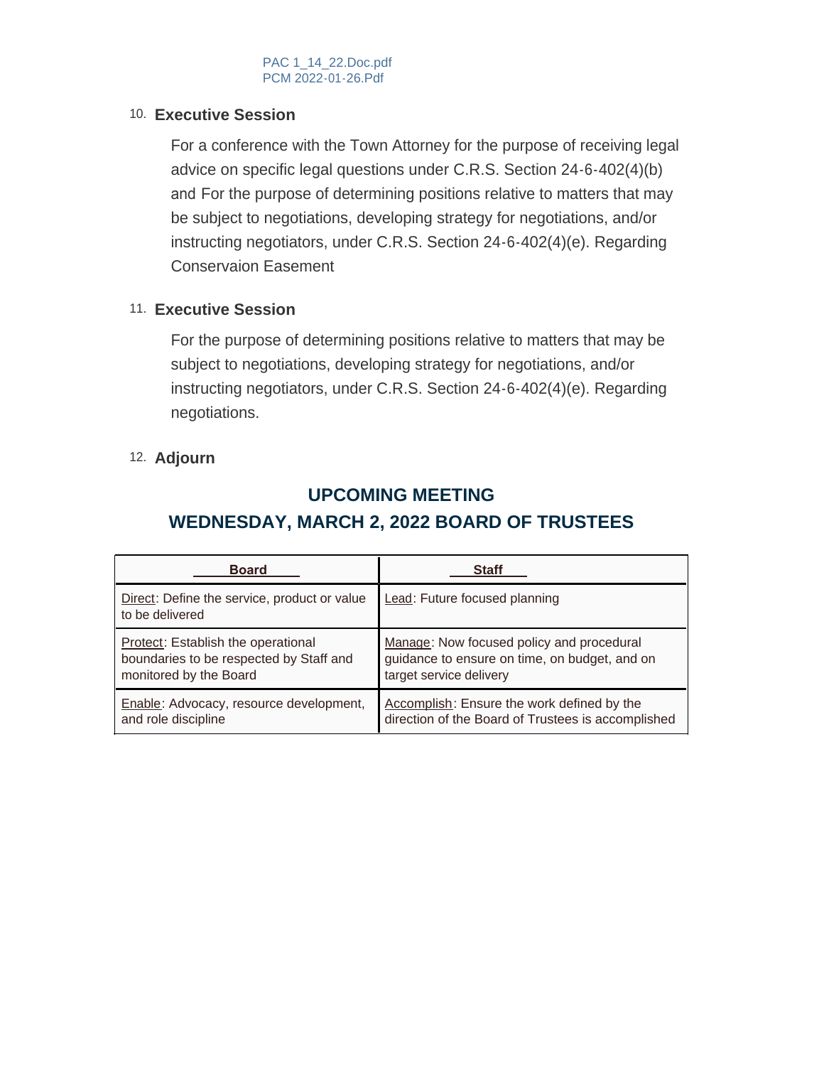PAC 1_14_22.Doc.pdf
PCM 2022-01-26.Pdf

10. **Executive Session**

    For a conference with the Town Attorney for the purpose of receiving legal advice on specific legal questions under C.R.S. Section 24-6-402(4)(b) and For the purpose of determining positions relative to matters that may be subject to negotiations, developing strategy for negotiations, and/or instructing negotiators, under C.R.S. Section 24-6-402(4)(e). Regarding Conservaion Easement

11. **Executive Session**

    For the purpose of determining positions relative to matters that may be subject to negotiations, developing strategy for negotiations, and/or instructing negotiators, under C.R.S. Section 24-6-402(4)(e). Regarding negotiations.

12. **Adjourn**

## UPCOMING MEETING
## WEDNESDAY, MARCH 2, 2022 BOARD OF TRUSTEES

| Board | Staff |
|---|---|
| Direct: Define the service, product or value to be delivered | Lead: Future focused planning |
| Protect: Establish the operational boundaries to be respected by Staff and monitored by the Board | Manage: Now focused policy and procedural guidance to ensure on time, on budget, and on target service delivery |
| Enable: Advocacy, resource development, and role discipline | Accomplish: Ensure the work defined by the direction of the Board of Trustees is accomplished |